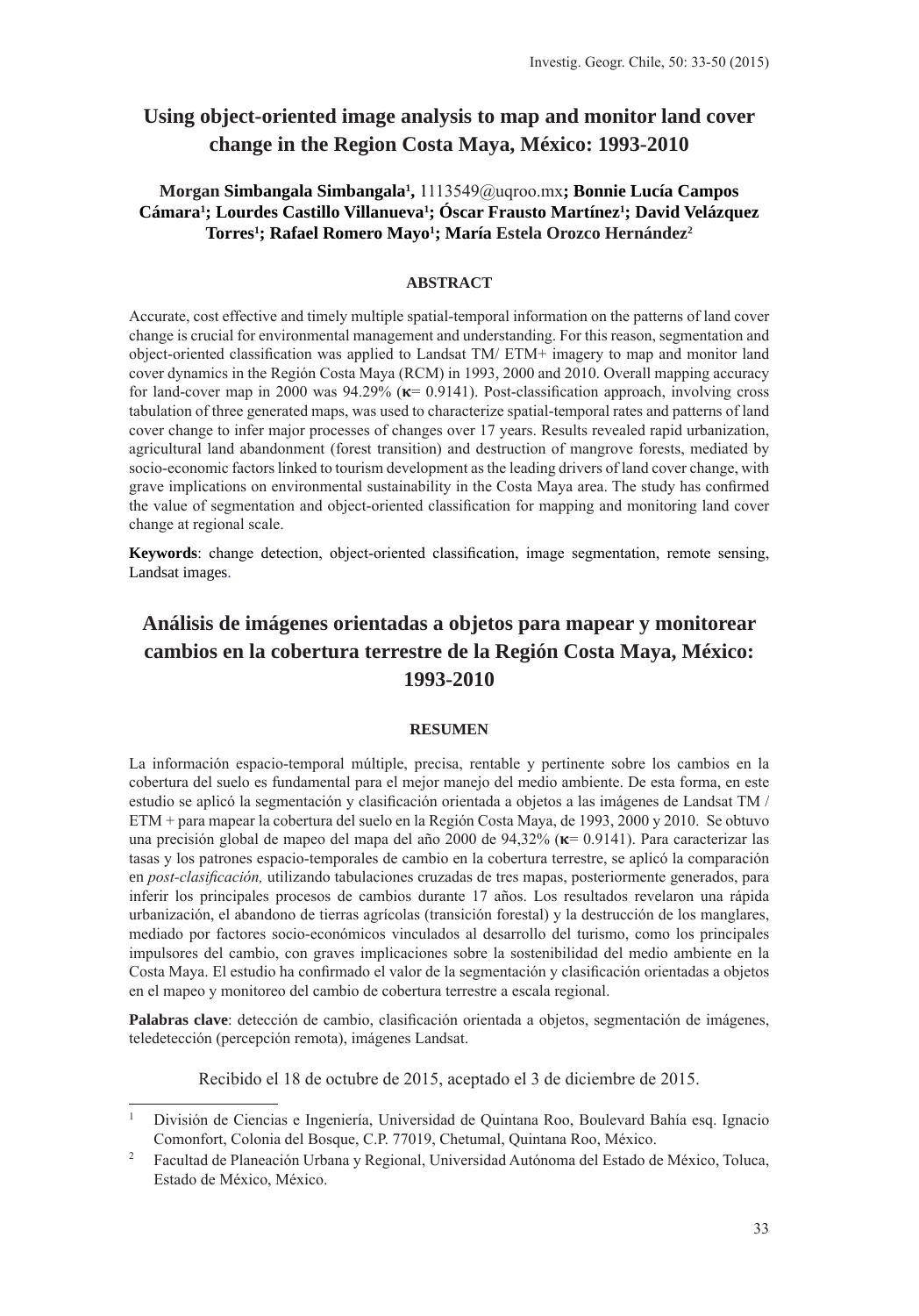# Using object-oriented image analysis to map and monitor land cover change in the Region Costa Maya, México: 1993-2010

**Morgan Simbangala Simbangala[1],** 1113549@uqroo.mx**; Bonnie Lucía Campos Cámara[1]; Lourdes Castillo Villanueva[1]; Óscar Frausto Martínez[1]; David Velázquez Torres[1]; Rafael Romero Mayo[1]; María Estela Orozco Hernández[2]**

## ABSTRACT

Accurate, cost effective and timely multiple spatial-temporal information on the patterns of land cover change is crucial for environmental management and understanding. For this reason, segmentation and object-oriented classification was applied to Landsat TM/ ETM+ imagery to map and monitor land cover dynamics in the Región Costa Maya (RCM) in 1993, 2000 and 2010. Overall mapping accuracy for land-cover map in 2000 was 94.29% (**κ**= 0.9141). Post-classification approach, involving cross tabulation of three generated maps, was used to characterize spatial-temporal rates and patterns of land cover change to infer major processes of changes over 17 years. Results revealed rapid urbanization, agricultural land abandonment (forest transition) and destruction of mangrove forests, mediated by socio-economic factors linked to tourism development as the leading drivers of land cover change, with grave implications on environmental sustainability in the Costa Maya area. The study has confirmed the value of segmentation and object-oriented classification for mapping and monitoring land cover change at regional scale.

**Keywords**: change detection, object-oriented classification, image segmentation, remote sensing, Landsat images.

# Análisis de imágenes orientadas a objetos para mapear y monitorear cambios en la cobertura terrestre de la Región Costa Maya, México: 1993-2010

## RESUMEN

La información espacio-temporal múltiple, precisa, rentable y pertinente sobre los cambios en la cobertura del suelo es fundamental para el mejor manejo del medio ambiente. De esta forma, en este estudio se aplicó la segmentación y clasificación orientada a objetos a las imágenes de Landsat TM / ETM + para mapear la cobertura del suelo en la Región Costa Maya, de 1993, 2000 y 2010. Se obtuvo una precisión global de mapeo del mapa del año 2000 de 94,32% (**κ**= 0.9141). Para caracterizar las tasas y los patrones espacio-temporales de cambio en la cobertura terrestre, se aplicó la comparación en *post-clasificación,* utilizando tabulaciones cruzadas de tres mapas, posteriormente generados, para inferir los principales procesos de cambios durante 17 años. Los resultados revelaron una rápida urbanización, el abandono de tierras agrícolas (transición forestal) y la destrucción de los manglares, mediado por factores socio-económicos vinculados al desarrollo del turismo, como los principales impulsores del cambio, con graves implicaciones sobre la sostenibilidad del medio ambiente en la Costa Maya. El estudio ha confirmado el valor de la segmentación y clasificación orientadas a objetos en el mapeo y monitoreo del cambio de cobertura terrestre a escala regional.

**Palabras clave**: detección de cambio, clasificación orientada a objetos, segmentación de imágenes, teledetección (percepción remota), imágenes Landsat.

Recibido el 18 de octubre de 2015, aceptado el 3 de diciembre de 2015.

---

[1] División de Ciencias e Ingeniería, Universidad de Quintana Roo, Boulevard Bahía esq. Ignacio Comonfort, Colonia del Bosque, C.P. 77019, Chetumal, Quintana Roo, México.

[2] Facultad de Planeación Urbana y Regional, Universidad Autónoma del Estado de México, Toluca, Estado de México, México.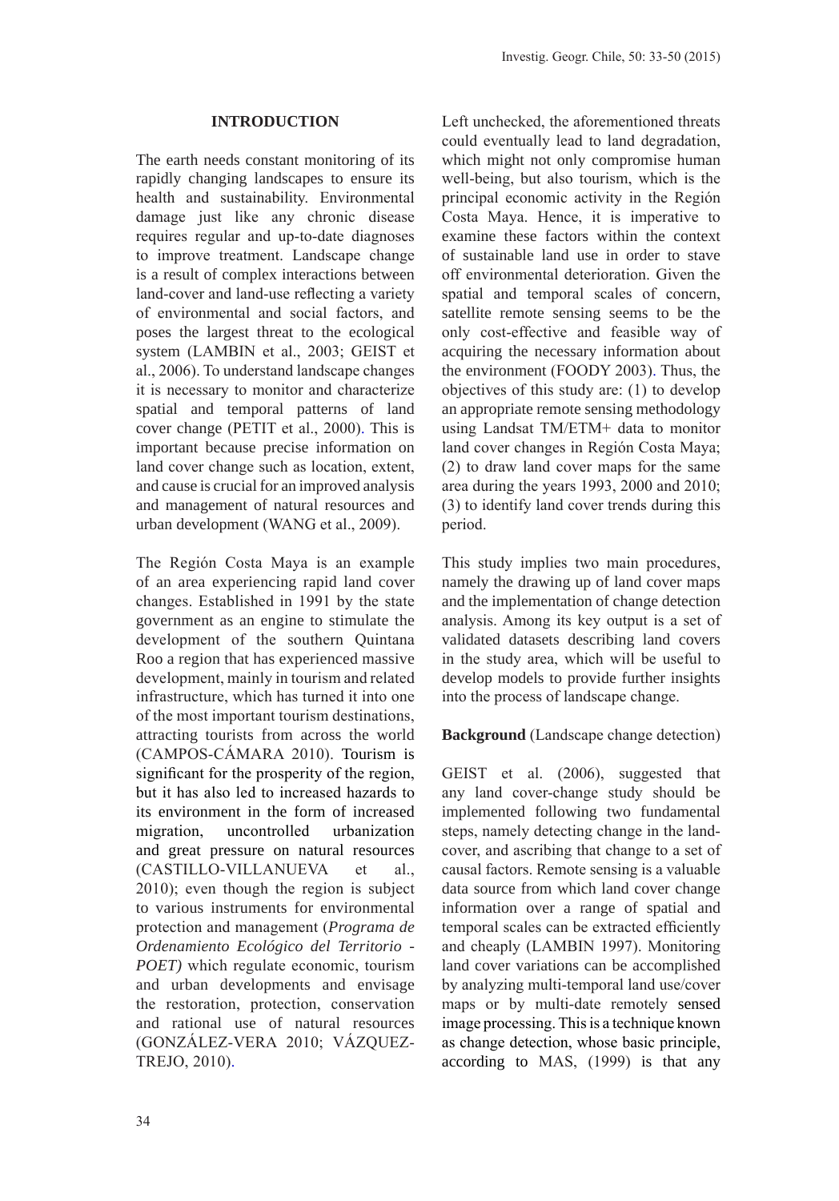## INTRODUCTION

The earth needs constant monitoring of its rapidly changing landscapes to ensure its health and sustainability. Environmental damage just like any chronic disease requires regular and up-to-date diagnoses to improve treatment. Landscape change is a result of complex interactions between land-cover and land-use reflecting a variety of environmental and social factors, and poses the largest threat to the ecological system (LAMBIN et al., 2003; GEIST et al., 2006). To understand landscape changes it is necessary to monitor and characterize spatial and temporal patterns of land cover change (PETIT et al., 2000). This is important because precise information on land cover change such as location, extent, and cause is crucial for an improved analysis and management of natural resources and urban development (WANG et al., 2009).

The Región Costa Maya is an example of an area experiencing rapid land cover changes. Established in 1991 by the state government as an engine to stimulate the development of the southern Quintana Roo a region that has experienced massive development, mainly in tourism and related infrastructure, which has turned it into one of the most important tourism destinations, attracting tourists from across the world (CAMPOS-CÁMARA 2010). Tourism is significant for the prosperity of the region, but it has also led to increased hazards to its environment in the form of increased migration, uncontrolled urbanization and great pressure on natural resources (CASTILLO-VILLANUEVA et al., 2010); even though the region is subject to various instruments for environmental protection and management (*Programa de Ordenamiento Ecológico del Territorio - POET)* which regulate economic, tourism and urban developments and envisage the restoration, protection, conservation and rational use of natural resources (GONZÁLEZ-VERA 2010; VÁZQUEZ-TREJO, 2010).

Left unchecked, the aforementioned threats could eventually lead to land degradation, which might not only compromise human well-being, but also tourism, which is the principal economic activity in the Región Costa Maya. Hence, it is imperative to examine these factors within the context of sustainable land use in order to stave off environmental deterioration. Given the spatial and temporal scales of concern, satellite remote sensing seems to be the only cost-effective and feasible way of acquiring the necessary information about the environment (FOODY 2003). Thus, the objectives of this study are: (1) to develop an appropriate remote sensing methodology using Landsat TM/ETM+ data to monitor land cover changes in Región Costa Maya; (2) to draw land cover maps for the same area during the years 1993, 2000 and 2010; (3) to identify land cover trends during this period.

This study implies two main procedures, namely the drawing up of land cover maps and the implementation of change detection analysis. Among its key output is a set of validated datasets describing land covers in the study area, which will be useful to develop models to provide further insights into the process of landscape change.

**Background** (Landscape change detection)

GEIST et al. (2006), suggested that any land cover-change study should be implemented following two fundamental steps, namely detecting change in the land-cover, and ascribing that change to a set of causal factors. Remote sensing is a valuable data source from which land cover change information over a range of spatial and temporal scales can be extracted efficiently and cheaply (LAMBIN 1997). Monitoring land cover variations can be accomplished by analyzing multi-temporal land use/cover maps or by multi-date remotely sensed image processing. This is a technique known as change detection, whose basic principle, according to MAS, (1999) is that any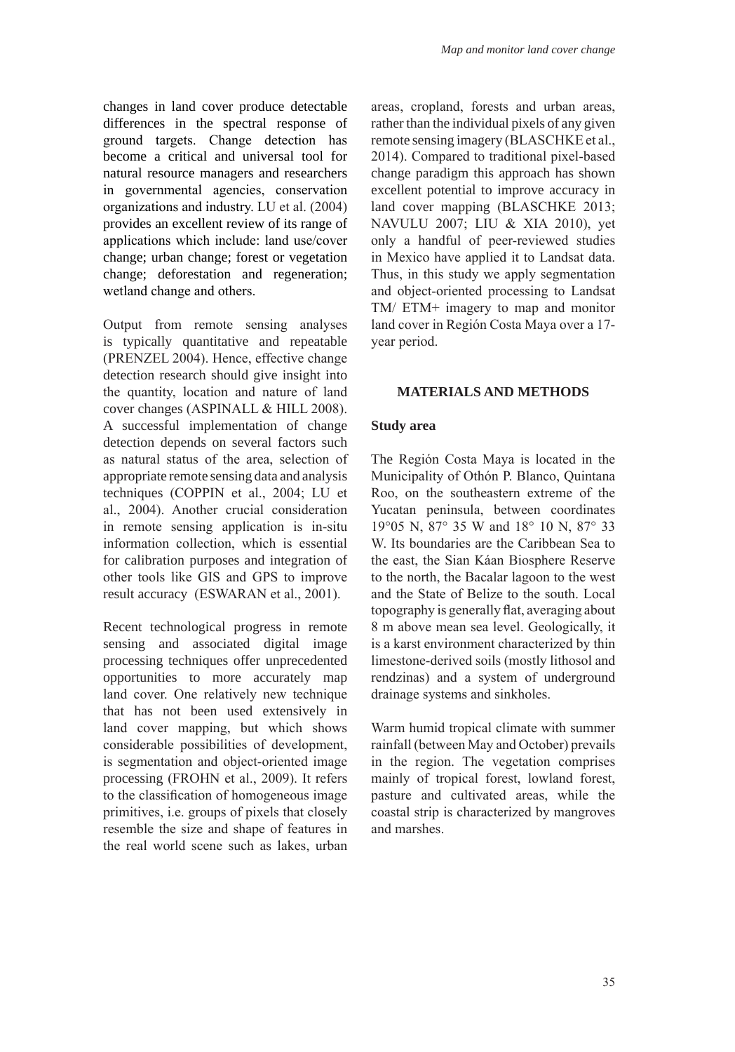changes in land cover produce detectable differences in the spectral response of ground targets. Change detection has become a critical and universal tool for natural resource managers and researchers in governmental agencies, conservation organizations and industry. LU et al. (2004) provides an excellent review of its range of applications which include: land use/cover change; urban change; forest or vegetation change; deforestation and regeneration; wetland change and others.

Output from remote sensing analyses is typically quantitative and repeatable (PRENZEL 2004). Hence, effective change detection research should give insight into the quantity, location and nature of land cover changes (ASPINALL & HILL 2008). A successful implementation of change detection depends on several factors such as natural status of the area, selection of appropriate remote sensing data and analysis techniques (COPPIN et al., 2004; LU et al., 2004). Another crucial consideration in remote sensing application is in-situ information collection, which is essential for calibration purposes and integration of other tools like GIS and GPS to improve result accuracy (ESWARAN et al., 2001).

Recent technological progress in remote sensing and associated digital image processing techniques offer unprecedented opportunities to more accurately map land cover. One relatively new technique that has not been used extensively in land cover mapping, but which shows considerable possibilities of development, is segmentation and object-oriented image processing (FROHN et al., 2009). It refers to the classification of homogeneous image primitives, i.e. groups of pixels that closely resemble the size and shape of features in the real world scene such as lakes, urban areas, cropland, forests and urban areas, rather than the individual pixels of any given remote sensing imagery (BLASCHKE et al., 2014). Compared to traditional pixel-based change paradigm this approach has shown excellent potential to improve accuracy in land cover mapping (BLASCHKE 2013; NAVULU 2007; LIU & XIA 2010), yet only a handful of peer-reviewed studies in Mexico have applied it to Landsat data. Thus, in this study we apply segmentation and object-oriented processing to Landsat TM/ ETM+ imagery to map and monitor land cover in Región Costa Maya over a 17-year period.

## MATERIALS AND METHODS

### Study area

The Región Costa Maya is located in the Municipality of Othón P. Blanco, Quintana Roo, on the southeastern extreme of the Yucatan peninsula, between coordinates 19°05 N, 87° 35 W and 18° 10 N, 87° 33 W. Its boundaries are the Caribbean Sea to the east, the Sian Káan Biosphere Reserve to the north, the Bacalar lagoon to the west and the State of Belize to the south. Local topography is generally flat, averaging about 8 m above mean sea level. Geologically, it is a karst environment characterized by thin limestone-derived soils (mostly lithosol and rendzinas) and a system of underground drainage systems and sinkholes.

Warm humid tropical climate with summer rainfall (between May and October) prevails in the region. The vegetation comprises mainly of tropical forest, lowland forest, pasture and cultivated areas, while the coastal strip is characterized by mangroves and marshes.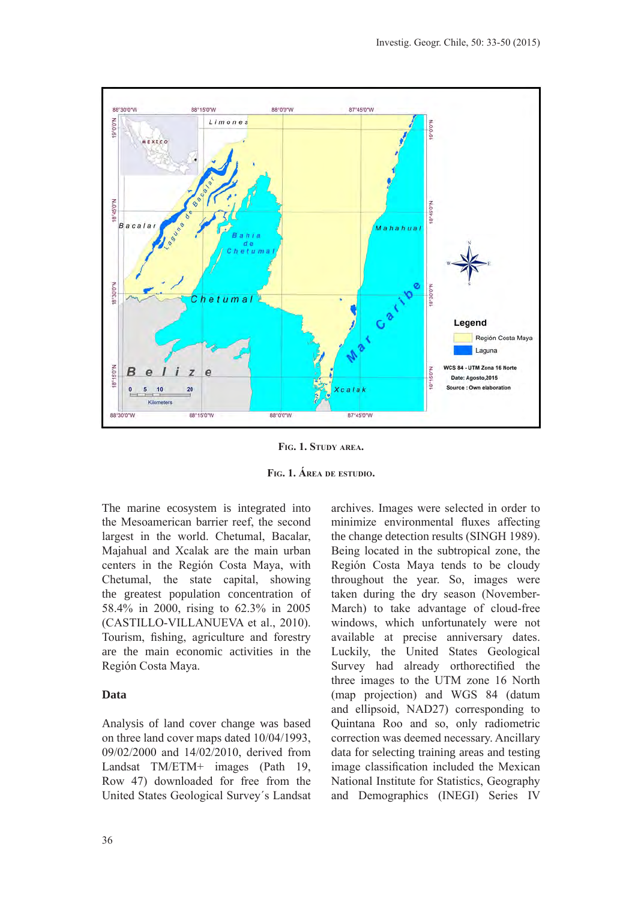Fig. 1. Study area.

Fig. 1. Área de estudio.

The marine ecosystem is integrated into the Mesoamerican barrier reef, the second largest in the world. Chetumal, Bacalar, Majahual and Xcalak are the main urban centers in the Región Costa Maya, with Chetumal, the state capital, showing the greatest population concentration of 58.4% in 2000, rising to 62.3% in 2005 (CASTILLO-VILLANUEVA et al., 2010). Tourism, fishing, agriculture and forestry are the main economic activities in the Región Costa Maya.

### Data

Analysis of land cover change was based on three land cover maps dated 10/04/1993, 09/02/2000 and 14/02/2010, derived from Landsat TM/ETM+ images (Path 19, Row 47) downloaded for free from the United States Geological Survey´s Landsat archives. Images were selected in order to minimize environmental fluxes affecting the change detection results (SINGH 1989). Being located in the subtropical zone, the Región Costa Maya tends to be cloudy throughout the year. So, images were taken during the dry season (November-March) to take advantage of cloud-free windows, which unfortunately were not available at precise anniversary dates. Luckily, the United States Geological Survey had already orthorectified the three images to the UTM zone 16 North (map projection) and WGS 84 (datum and ellipsoid, NAD27) corresponding to Quintana Roo and so, only radiometric correction was deemed necessary. Ancillary data for selecting training areas and testing image classification included the Mexican National Institute for Statistics, Geography and Demographics (INEGI) Series IV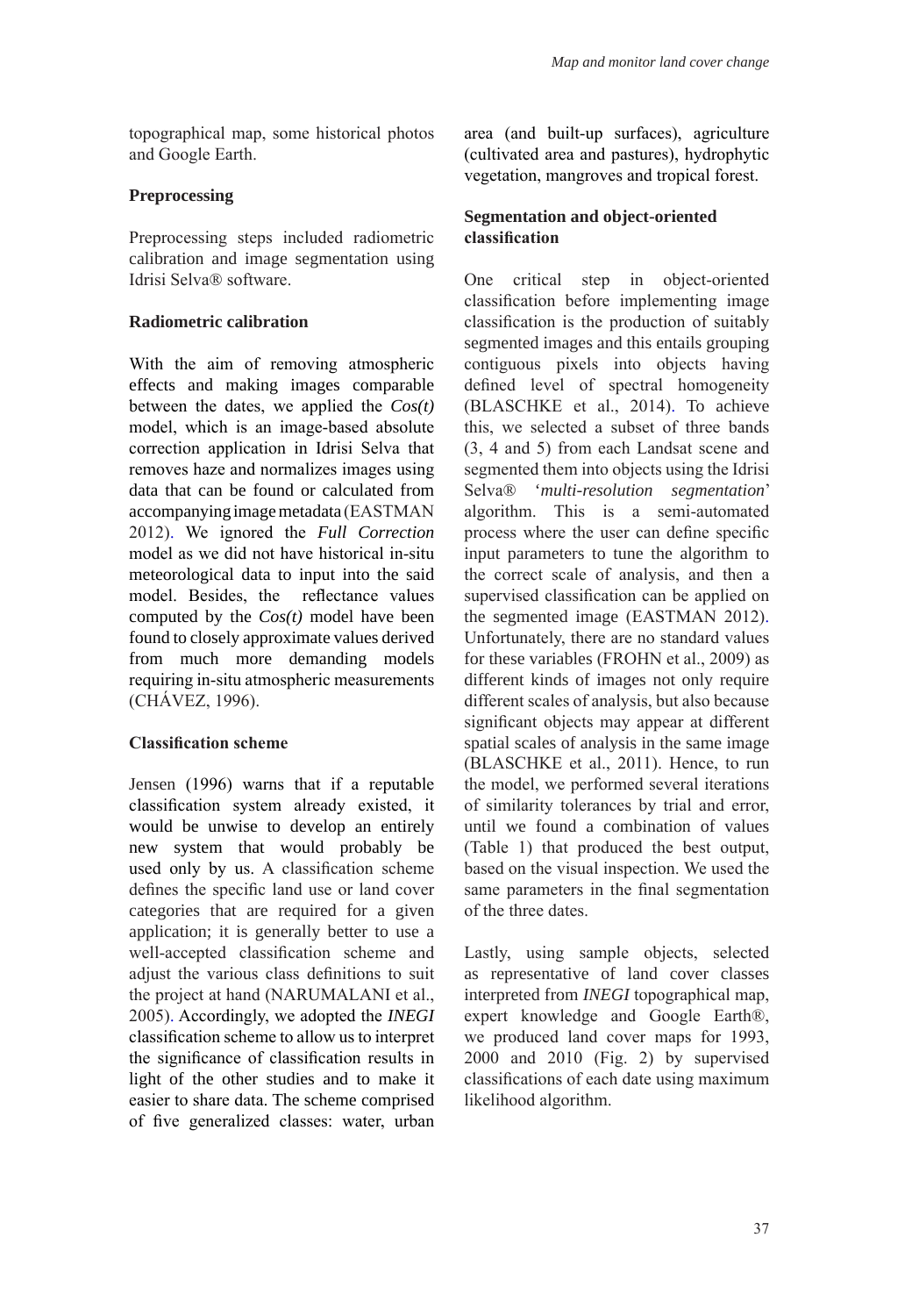topographical map, some historical photos and Google Earth.

### Preprocessing

Preprocessing steps included radiometric calibration and image segmentation using Idrisi Selva® software.

### Radiometric calibration

With the aim of removing atmospheric effects and making images comparable between the dates, we applied the *Cos(t)* model, which is an image-based absolute correction application in Idrisi Selva that removes haze and normalizes images using data that can be found or calculated from accompanying image metadata (EASTMAN 2012). We ignored the *Full Correction* model as we did not have historical in-situ meteorological data to input into the said model. Besides, the reflectance values computed by the *Cos(t)* model have been found to closely approximate values derived from much more demanding models requiring in-situ atmospheric measurements (CHÁVEZ, 1996).

### Classification scheme

Jensen (1996) warns that if a reputable classification system already existed, it would be unwise to develop an entirely new system that would probably be used only by us. A classification scheme defines the specific land use or land cover categories that are required for a given application; it is generally better to use a well-accepted classification scheme and adjust the various class definitions to suit the project at hand (NARUMALANI et al., 2005). Accordingly, we adopted the *INEGI* classification scheme to allow us to interpret the significance of classification results in light of the other studies and to make it easier to share data. The scheme comprised of five generalized classes: water, urban area (and built-up surfaces), agriculture (cultivated area and pastures), hydrophytic vegetation, mangroves and tropical forest.

### Segmentation and object-oriented classification

One critical step in object-oriented classification before implementing image classification is the production of suitably segmented images and this entails grouping contiguous pixels into objects having defined level of spectral homogeneity (BLASCHKE et al., 2014). To achieve this, we selected a subset of three bands (3, 4 and 5) from each Landsat scene and segmented them into objects using the Idrisi Selva® '*multi-resolution segmentation*' algorithm. This is a semi-automated process where the user can define specific input parameters to tune the algorithm to the correct scale of analysis, and then a supervised classification can be applied on the segmented image (EASTMAN 2012). Unfortunately, there are no standard values for these variables (FROHN et al., 2009) as different kinds of images not only require different scales of analysis, but also because significant objects may appear at different spatial scales of analysis in the same image (BLASCHKE et al., 2011). Hence, to run the model, we performed several iterations of similarity tolerances by trial and error, until we found a combination of values (Table 1) that produced the best output, based on the visual inspection. We used the same parameters in the final segmentation of the three dates.

Lastly, using sample objects, selected as representative of land cover classes interpreted from *INEGI* topographical map, expert knowledge and Google Earth®, we produced land cover maps for 1993, 2000 and 2010 (Fig. 2) by supervised classifications of each date using maximum likelihood algorithm.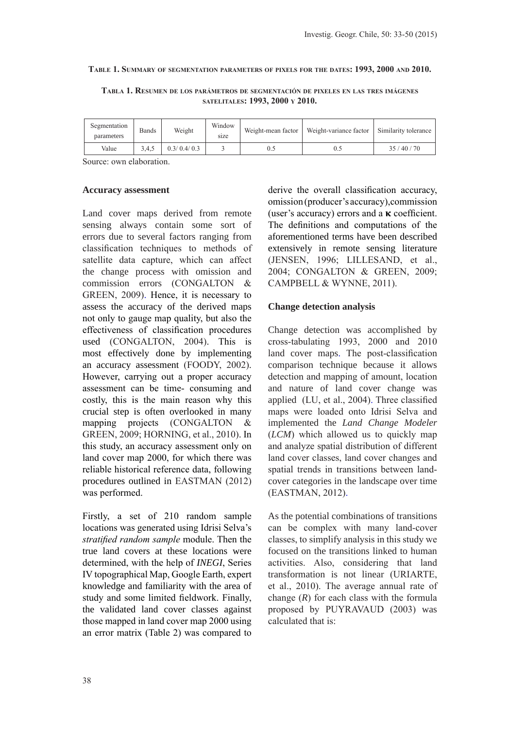**Table 1. Summary of segmentation parameters of pixels for the dates: 1993, 2000 and 2010.**

**Tabla 1. Resumen de los parámetros de segmentación de pixeles en las tres imágenes satelitales: 1993, 2000 y 2010.**

| Segmentation parameters | Bands | Weight | Window size | Weight-mean factor | Weight-variance factor | Similarity tolerance |
|---|---|---|---|---|---|---|
| Value | 3,4,5 | 0.3/ 0.4/ 0.3 | 3 | 0.5 | 0.5 | 35 / 40 / 70 |

Source: own elaboration.

### Accuracy assessment

Land cover maps derived from remote sensing always contain some sort of errors due to several factors ranging from classification techniques to methods of satellite data capture, which can affect the change process with omission and commission errors (CONGALTON & GREEN, 2009). Hence, it is necessary to assess the accuracy of the derived maps not only to gauge map quality, but also the effectiveness of classification procedures used (CONGALTON, 2004). This is most effectively done by implementing an accuracy assessment (FOODY, 2002). However, carrying out a proper accuracy assessment can be time- consuming and costly, this is the main reason why this crucial step is often overlooked in many mapping projects (CONGALTON & GREEN, 2009; HORNING, et al., 2010). In this study, an accuracy assessment only on land cover map 2000, for which there was reliable historical reference data, following procedures outlined in EASTMAN (2012) was performed.

Firstly, a set of 210 random sample locations was generated using Idrisi Selva's *stratified random sample* module. Then the true land covers at these locations were determined, with the help of *INEGI*, Series IV topographical Map, Google Earth, expert knowledge and familiarity with the area of study and some limited fieldwork. Finally, the validated land cover classes against those mapped in land cover map 2000 using an error matrix (Table 2) was compared to derive the overall classification accuracy, omission (producer's accuracy), commission (user's accuracy) errors and a **κ** coefficient. The definitions and computations of the aforementioned terms have been described extensively in remote sensing literature (JENSEN, 1996; LILLESAND, et al., 2004; CONGALTON & GREEN, 2009; CAMPBELL & WYNNE, 2011).

### Change detection analysis

Change detection was accomplished by cross-tabulating 1993, 2000 and 2010 land cover maps. The post-classification comparison technique because it allows detection and mapping of amount, location and nature of land cover change was applied (LU, et al., 2004). Three classified maps were loaded onto Idrisi Selva and implemented the *Land Change Modeler* (*LCM*) which allowed us to quickly map and analyze spatial distribution of different land cover classes, land cover changes and spatial trends in transitions between land-cover categories in the landscape over time (EASTMAN, 2012).

As the potential combinations of transitions can be complex with many land-cover classes, to simplify analysis in this study we focused on the transitions linked to human activities. Also, considering that land transformation is not linear (URIARTE, et al., 2010). The average annual rate of change ($R$) for each class with the formula proposed by PUYRAVAUD (2003) was calculated that is: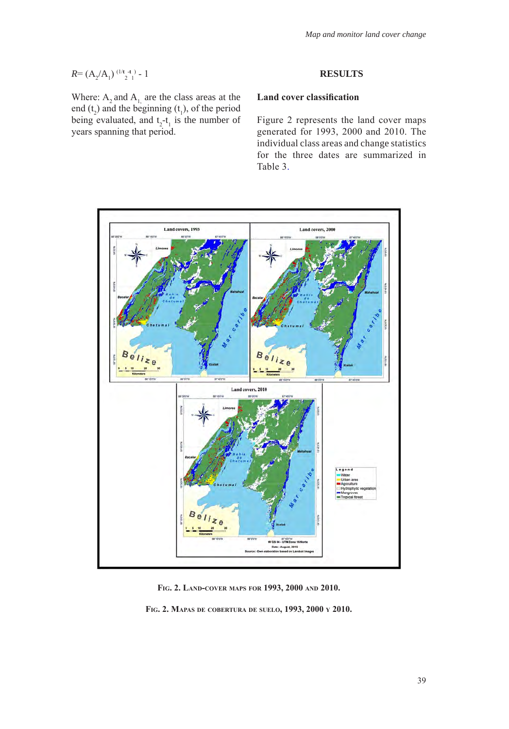$$R = (A_2/A_1)^{(1/t_2 - t_1)} - 1$$

Where: $A_2$ and $A_1$ are the class areas at the end ($t_2$) and the beginning ($t_1$), of the period being evaluated, and $t_2$-$t_1$ is the number of years spanning that period.

## RESULTS

### Land cover classification

Figure 2 represents the land cover maps generated for 1993, 2000 and 2010. The individual class areas and change statistics for the three dates are summarized in Table 3.

**Fig. 2. Land-cover maps for 1993, 2000 and 2010.**

**Fig. 2. Mapas de cobertura de suelo, 1993, 2000 y 2010.**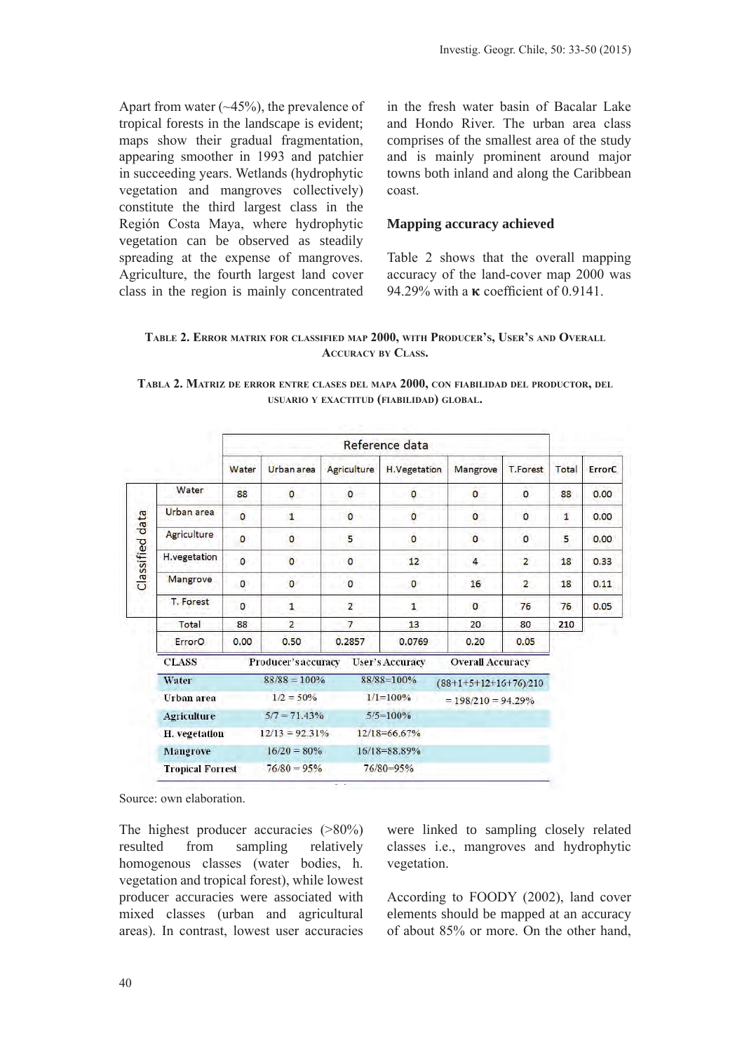Apart from water (~45%), the prevalence of tropical forests in the landscape is evident; maps show their gradual fragmentation, appearing smoother in 1993 and patchier in succeeding years. Wetlands (hydrophytic vegetation and mangroves collectively) constitute the third largest class in the Región Costa Maya, where hydrophytic vegetation can be observed as steadily spreading at the expense of mangroves. Agriculture, the fourth largest land cover class in the region is mainly concentrated in the fresh water basin of Bacalar Lake and Hondo River. The urban area class comprises of the smallest area of the study and is mainly prominent around major towns both inland and along the Caribbean coast.

**Mapping accuracy achieved**

Table 2 shows that the overall mapping accuracy of the land-cover map 2000 was 94.29% with a **κ** coefficient of 0.9141.

**Table 2. Error matrix for classified map 2000, with Producer's, User's and Overall Accuracy by Class.**

**Tabla 2. Matriz de error entre clases del mapa 2000, con fiabilidad del productor, del usuario y exactitud (fiabilidad) global.**

| | | Reference data | | | | | | | |
|---|---|---|---|---|---|---|---|---|---|
| | | Water | Urban area | Agriculture | H.Vegetation | Mangrove | T.Forest | Total | ErrorC |
| Classified data | Water | 88 | 0 | 0 | 0 | 0 | 0 | 88 | 0.00 |
| | Urban area | 0 | 1 | 0 | 0 | 0 | 0 | 1 | 0.00 |
| | Agriculture | 0 | 0 | 5 | 0 | 0 | 0 | 5 | 0.00 |
| | H.vegetation | 0 | 0 | 0 | 12 | 4 | 2 | 18 | 0.33 |
| | Mangrove | 0 | 0 | 0 | 0 | 16 | 2 | 18 | 0.11 |
| | T. Forest | 0 | 1 | 2 | 1 | 0 | 76 | 76 | 0.05 |
| | Total | 88 | 2 | 7 | 13 | 20 | 80 | 210 | |
| | ErrorO | 0.00 | 0.50 | 0.2857 | 0.0769 | 0.20 | 0.05 | | |

| CLASS | Producer's accuracy | User's Accuracy | Overall Accuracy |
|---|---|---|---|
| Water | 88/88 = 100% | 88/88=100% | (88+1+5+12+16+76)/210 = 198/210 = 94.29% |
| Urban area | 1/2 = 50% | 1/1=100% | |
| Agriculture | 5/7 = 71.43% | 5/5=100% | |
| H. vegetation | 12/13 = 92.31% | 12/18=66.67% | |
| Mangrove | 16/20 = 80% | 16/18=88.89% | |
| Tropical Forrest | 76/80 = 95% | 76/80=95% | |

Source: own elaboration.

The highest producer accuracies (>80%) resulted from sampling relatively homogenous classes (water bodies, h. vegetation and tropical forest), while lowest producer accuracies were associated with mixed classes (urban and agricultural areas). In contrast, lowest user accuracies were linked to sampling closely related classes i.e., mangroves and hydrophytic vegetation.

According to FOODY (2002), land cover elements should be mapped at an accuracy of about 85% or more. On the other hand,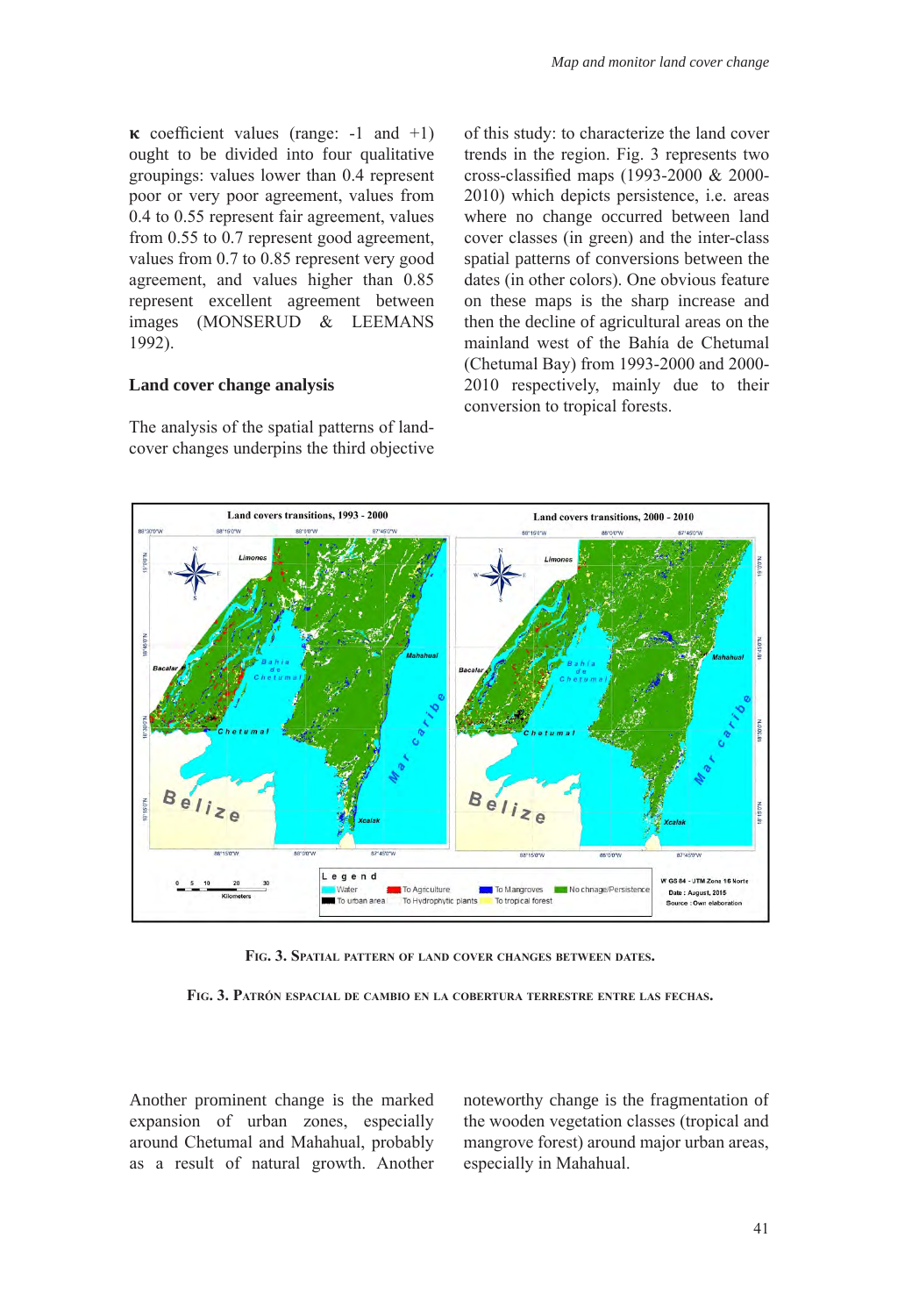κ coefficient values (range: -1 and +1) ought to be divided into four qualitative groupings: values lower than 0.4 represent poor or very poor agreement, values from 0.4 to 0.55 represent fair agreement, values from 0.55 to 0.7 represent good agreement, values from 0.7 to 0.85 represent very good agreement, and values higher than 0.85 represent excellent agreement between images (MONSERUD & LEEMANS 1992).

### Land cover change analysis

The analysis of the spatial patterns of land-cover changes underpins the third objective of this study: to characterize the land cover trends in the region. Fig. 3 represents two cross-classified maps (1993-2000 & 2000-2010) which depicts persistence, i.e. areas where no change occurred between land cover classes (in green) and the inter-class spatial patterns of conversions between the dates (in other colors). One obvious feature on these maps is the sharp increase and then the decline of agricultural areas on the mainland west of the Bahía de Chetumal (Chetumal Bay) from 1993-2000 and 2000-2010 respectively, mainly due to their conversion to tropical forests.

FIG. 3. SPATIAL PATTERN OF LAND COVER CHANGES BETWEEN DATES.

FIG. 3. PATRÓN ESPACIAL DE CAMBIO EN LA COBERTURA TERRESTRE ENTRE LAS FECHAS.

Another prominent change is the marked expansion of urban zones, especially around Chetumal and Mahahual, probably as a result of natural growth. Another noteworthy change is the fragmentation of the wooden vegetation classes (tropical and mangrove forest) around major urban areas, especially in Mahahual.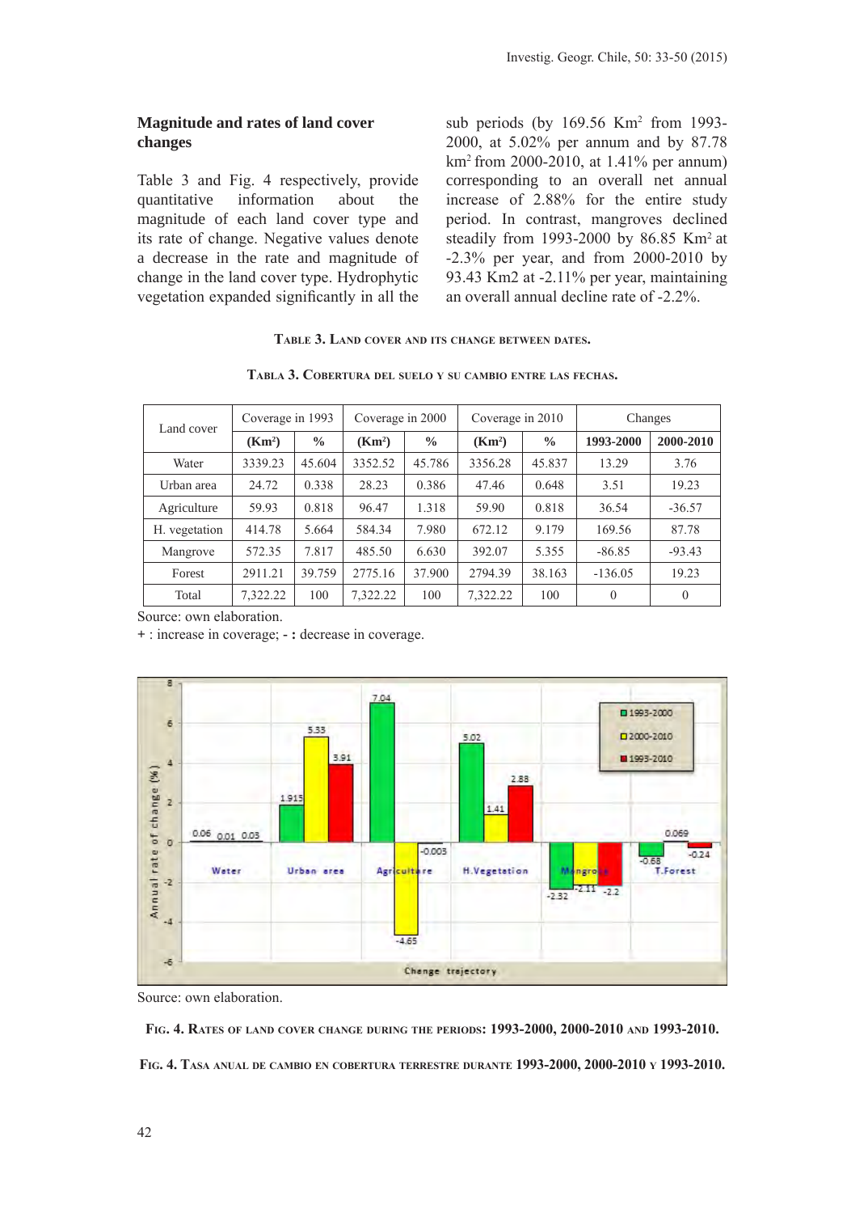## Magnitude and rates of land cover changes

Table 3 and Fig. 4 respectively, provide quantitative information about the magnitude of each land cover type and its rate of change. Negative values denote a decrease in the rate and magnitude of change in the land cover type. Hydrophytic vegetation expanded significantly in all the sub periods (by 169.56 Km$^2$ from 1993-2000, at 5.02% per annum and by 87.78 km$^2$ from 2000-2010, at 1.41% per annum) corresponding to an overall net annual increase of 2.88% for the entire study period. In contrast, mangroves declined steadily from 1993-2000 by 86.85 Km$^2$ at -2.3% per year, and from 2000-2010 by 93.43 Km2 at -2.11% per year, maintaining an overall annual decline rate of -2.2%.

**Table 3. Land cover and its change between dates.**

**Tabla 3. Cobertura del suelo y su cambio entre las fechas.**

| Land cover | Coverage in 1993 | | Coverage in 2000 | | Coverage in 2010 | | Changes | |
|---|---|---|---|---|---|---|---|---|
| | **(Km$^2$)** | **%** | **(Km$^2$)** | **%** | **(Km$^2$)** | **%** | **1993-2000** | **2000-2010** |
| Water | 3339.23 | 45.604 | 3352.52 | 45.786 | 3356.28 | 45.837 | 13.29 | 3.76 |
| Urban area | 24.72 | 0.338 | 28.23 | 0.386 | 47.46 | 0.648 | 3.51 | 19.23 |
| Agriculture | 59.93 | 0.818 | 96.47 | 1.318 | 59.90 | 0.818 | 36.54 | -36.57 |
| H. vegetation | 414.78 | 5.664 | 584.34 | 7.980 | 672.12 | 9.179 | 169.56 | 87.78 |
| Mangrove | 572.35 | 7.817 | 485.50 | 6.630 | 392.07 | 5.355 | -86.85 | -93.43 |
| Forest | 2911.21 | 39.759 | 2775.16 | 37.900 | 2794.39 | 38.163 | -136.05 | 19.23 |
| Total | 7,322.22 | 100 | 7,322.22 | 100 | 7,322.22 | 100 | 0 | 0 |

Source: own elaboration.
+ : increase in coverage; **-** : decrease in coverage.

Source: own elaboration.

**Fig. 4. Rates of land cover change during the periods: 1993-2000, 2000-2010 and 1993-2010.**

**Fig. 4. Tasa anual de cambio en cobertura terrestre durante 1993-2000, 2000-2010 y 1993-2010.**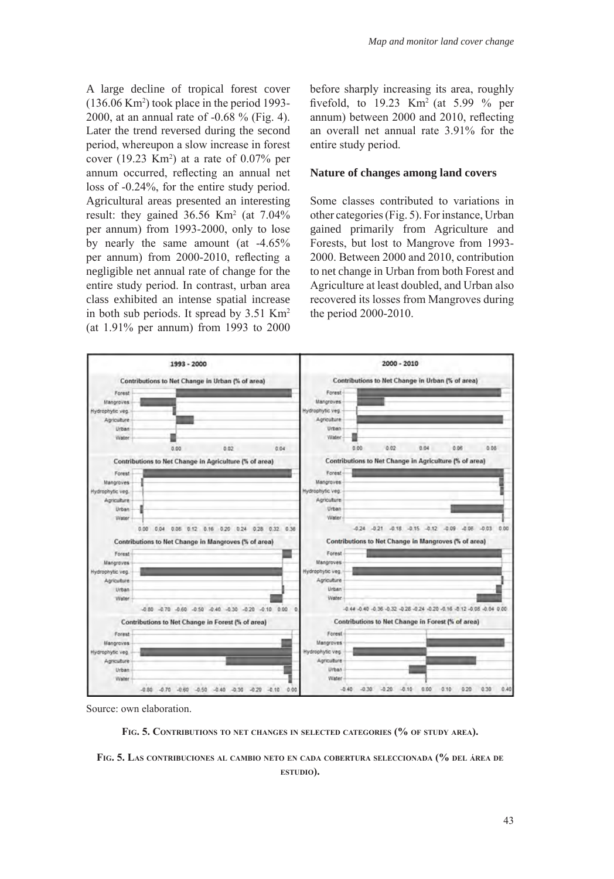A large decline of tropical forest cover (136.06 Km$^2$) took place in the period 1993-2000, at an annual rate of -0.68 % (Fig. 4). Later the trend reversed during the second period, whereupon a slow increase in forest cover (19.23 Km$^2$) at a rate of 0.07% per annum occurred, reflecting an annual net loss of -0.24%, for the entire study period. Agricultural areas presented an interesting result: they gained 36.56 Km$^2$ (at 7.04% per annum) from 1993-2000, only to lose by nearly the same amount (at -4.65% per annum) from 2000-2010, reflecting a negligible net annual rate of change for the entire study period. In contrast, urban area class exhibited an intense spatial increase in both sub periods. It spread by 3.51 Km$^2$ (at 1.91% per annum) from 1993 to 2000 before sharply increasing its area, roughly fivefold, to 19.23 Km$^2$ (at 5.99 % per annum) between 2000 and 2010, reflecting an overall net annual rate 3.91% for the entire study period.

**Nature of changes among land covers**

Some classes contributed to variations in other categories (Fig. 5). For instance, Urban gained primarily from Agriculture and Forests, but lost to Mangrove from 1993-2000. Between 2000 and 2010, contribution to net change in Urban from both Forest and Agriculture at least doubled, and Urban also recovered its losses from Mangroves during the period 2000-2010.

Source: own elaboration.

**Fig. 5. Contributions to net changes in selected categories (% of study area).**

**Fig. 5. Las contribuciones al cambio neto en cada cobertura seleccionada (% del área de estudio).**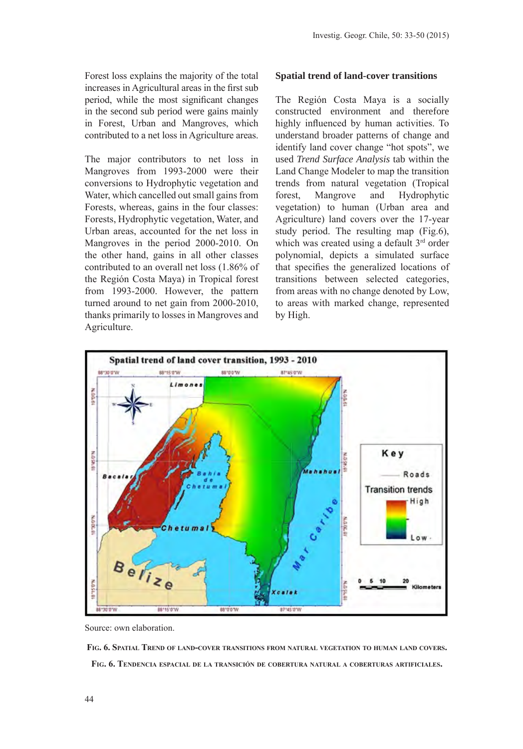Forest loss explains the majority of the total increases in Agricultural areas in the first sub period, while the most significant changes in the second sub period were gains mainly in Forest, Urban and Mangroves, which contributed to a net loss in Agriculture areas.

The major contributors to net loss in Mangroves from 1993-2000 were their conversions to Hydrophytic vegetation and Water, which cancelled out small gains from Forests, whereas, gains in the four classes: Forests, Hydrophytic vegetation, Water, and Urban areas, accounted for the net loss in Mangroves in the period 2000-2010. On the other hand, gains in all other classes contributed to an overall net loss (1.86% of the Región Costa Maya) in Tropical forest from 1993-2000. However, the pattern turned around to net gain from 2000-2010, thanks primarily to losses in Mangroves and Agriculture.

**Spatial trend of land-cover transitions**

The Región Costa Maya is a socially constructed environment and therefore highly influenced by human activities. To understand broader patterns of change and identify land cover change "hot spots", we used *Trend Surface Analysis* tab within the Land Change Modeler to map the transition trends from natural vegetation (Tropical forest, Mangrove and Hydrophytic vegetation) to human (Urban area and Agriculture) land covers over the 17-year study period. The resulting map (Fig.6), which was created using a default 3rd order polynomial, depicts a simulated surface that specifies the generalized locations of transitions between selected categories, from areas with no change denoted by Low, to areas with marked change, represented by High.

Source: own elaboration.

**Fig. 6. Spatial Trend of land-cover transitions from natural vegetation to human land covers.**

**Fig. 6. Tendencia espacial de la transición de cobertura natural a coberturas artificiales.**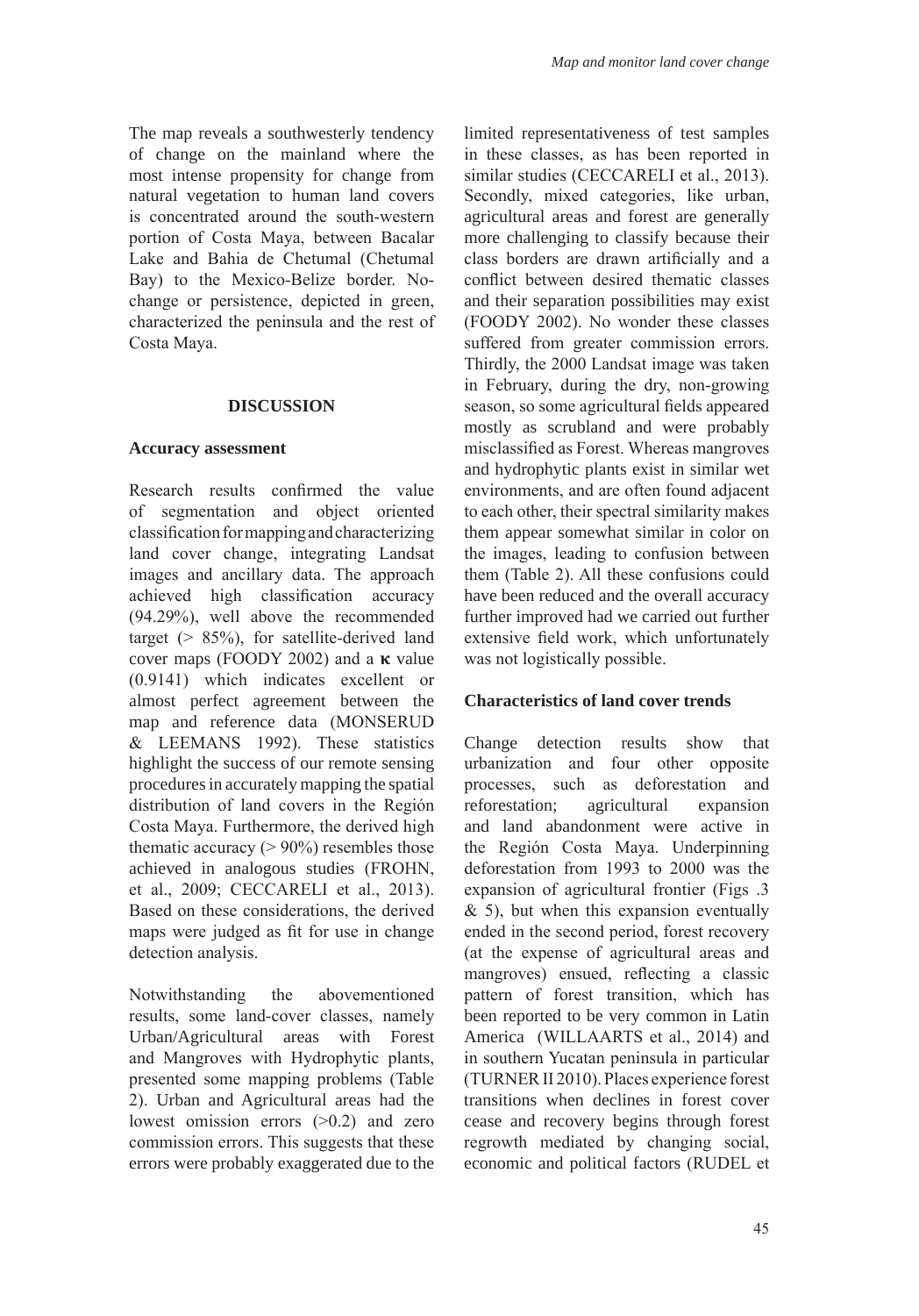The map reveals a southwesterly tendency of change on the mainland where the most intense propensity for change from natural vegetation to human land covers is concentrated around the south-western portion of Costa Maya, between Bacalar Lake and Bahia de Chetumal (Chetumal Bay) to the Mexico-Belize border. No-change or persistence, depicted in green, characterized the peninsula and the rest of Costa Maya.

## DISCUSSION

### Accuracy assessment

Research results confirmed the value of segmentation and object oriented classification for mapping and characterizing land cover change, integrating Landsat images and ancillary data. The approach achieved high classification accuracy (94.29%), well above the recommended target (> 85%), for satellite-derived land cover maps (FOODY 2002) and a **κ** value (0.9141) which indicates excellent or almost perfect agreement between the map and reference data (MONSERUD & LEEMANS 1992). These statistics highlight the success of our remote sensing procedures in accurately mapping the spatial distribution of land covers in the Región Costa Maya. Furthermore, the derived high thematic accuracy (> 90%) resembles those achieved in analogous studies (FROHN, et al., 2009; CECCARELI et al., 2013). Based on these considerations, the derived maps were judged as fit for use in change detection analysis.

Notwithstanding the abovementioned results, some land-cover classes, namely Urban/Agricultural areas with Forest and Mangroves with Hydrophytic plants, presented some mapping problems (Table 2). Urban and Agricultural areas had the lowest omission errors (>0.2) and zero commission errors. This suggests that these errors were probably exaggerated due to the limited representativeness of test samples in these classes, as has been reported in similar studies (CECCARELI et al., 2013). Secondly, mixed categories, like urban, agricultural areas and forest are generally more challenging to classify because their class borders are drawn artificially and a conflict between desired thematic classes and their separation possibilities may exist (FOODY 2002). No wonder these classes suffered from greater commission errors. Thirdly, the 2000 Landsat image was taken in February, during the dry, non-growing season, so some agricultural fields appeared mostly as scrubland and were probably misclassified as Forest. Whereas mangroves and hydrophytic plants exist in similar wet environments, and are often found adjacent to each other, their spectral similarity makes them appear somewhat similar in color on the images, leading to confusion between them (Table 2). All these confusions could have been reduced and the overall accuracy further improved had we carried out further extensive field work, which unfortunately was not logistically possible.

### Characteristics of land cover trends

Change detection results show that urbanization and four other opposite processes, such as deforestation and reforestation; agricultural expansion and land abandonment were active in the Región Costa Maya. Underpinning deforestation from 1993 to 2000 was the expansion of agricultural frontier (Figs .3 & 5), but when this expansion eventually ended in the second period, forest recovery (at the expense of agricultural areas and mangroves) ensued, reflecting a classic pattern of forest transition, which has been reported to be very common in Latin America (WILLAARTS et al., 2014) and in southern Yucatan peninsula in particular (TURNER II 2010). Places experience forest transitions when declines in forest cover cease and recovery begins through forest regrowth mediated by changing social, economic and political factors (RUDEL et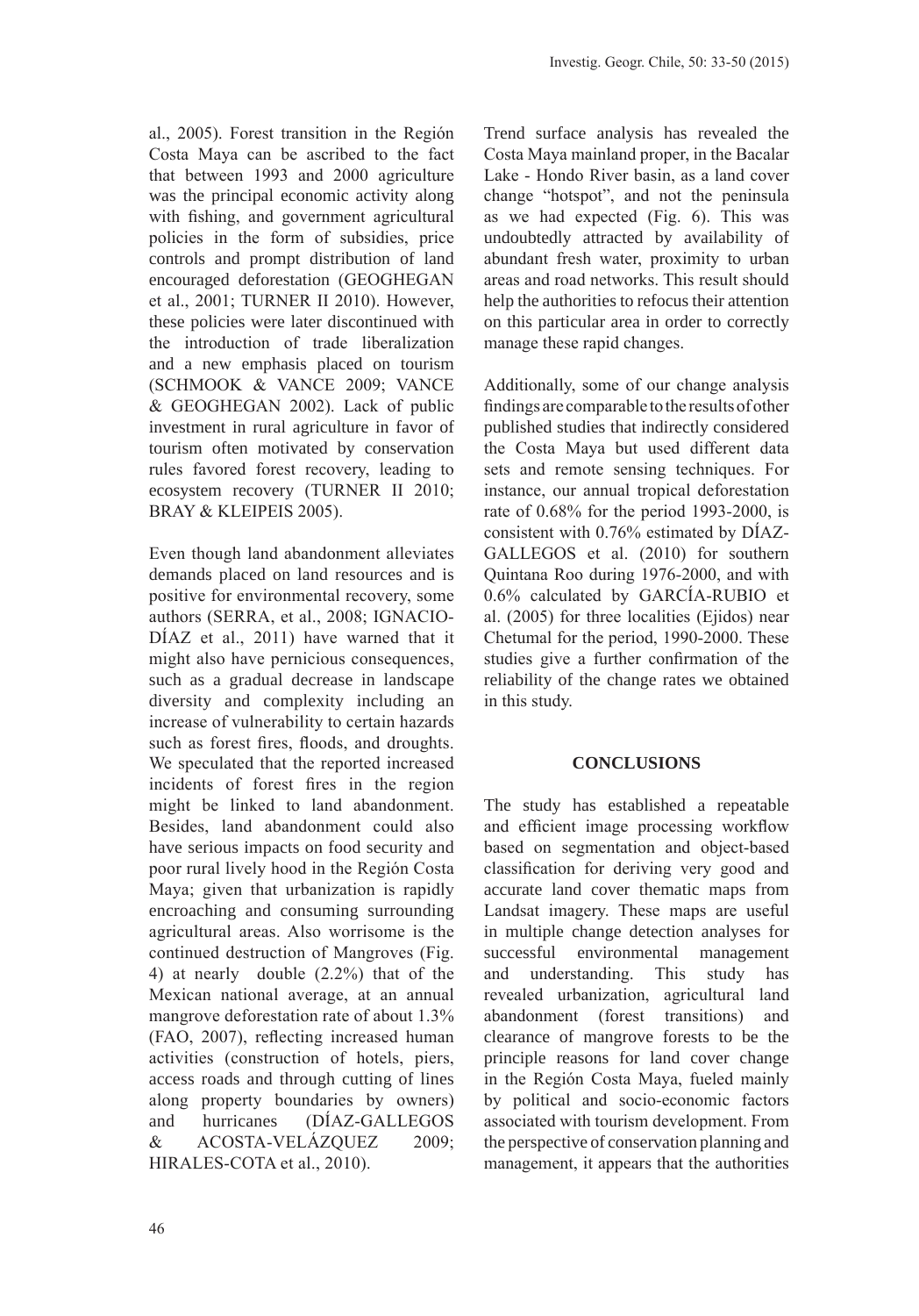al., 2005). Forest transition in the Región Costa Maya can be ascribed to the fact that between 1993 and 2000 agriculture was the principal economic activity along with fishing, and government agricultural policies in the form of subsidies, price controls and prompt distribution of land encouraged deforestation (GEOGHEGAN et al., 2001; TURNER II 2010). However, these policies were later discontinued with the introduction of trade liberalization and a new emphasis placed on tourism (SCHMOOK & VANCE 2009; VANCE & GEOGHEGAN 2002). Lack of public investment in rural agriculture in favor of tourism often motivated by conservation rules favored forest recovery, leading to ecosystem recovery (TURNER II 2010; BRAY & KLEIPEIS 2005).

Even though land abandonment alleviates demands placed on land resources and is positive for environmental recovery, some authors (SERRA, et al., 2008; IGNACIO-DÍAZ et al., 2011) have warned that it might also have pernicious consequences, such as a gradual decrease in landscape diversity and complexity including an increase of vulnerability to certain hazards such as forest fires, floods, and droughts. We speculated that the reported increased incidents of forest fires in the region might be linked to land abandonment. Besides, land abandonment could also have serious impacts on food security and poor rural lively hood in the Región Costa Maya; given that urbanization is rapidly encroaching and consuming surrounding agricultural areas. Also worrisome is the continued destruction of Mangroves (Fig. 4) at nearly double (2.2%) that of the Mexican national average, at an annual mangrove deforestation rate of about 1.3% (FAO, 2007), reflecting increased human activities (construction of hotels, piers, access roads and through cutting of lines along property boundaries by owners) and hurricanes (DÍAZ-GALLEGOS & ACOSTA-VELÁZQUEZ 2009; HIRALES-COTA et al., 2010).

Trend surface analysis has revealed the Costa Maya mainland proper, in the Bacalar Lake - Hondo River basin, as a land cover change "hotspot", and not the peninsula as we had expected (Fig. 6). This was undoubtedly attracted by availability of abundant fresh water, proximity to urban areas and road networks. This result should help the authorities to refocus their attention on this particular area in order to correctly manage these rapid changes.

Additionally, some of our change analysis findings are comparable to the results of other published studies that indirectly considered the Costa Maya but used different data sets and remote sensing techniques. For instance, our annual tropical deforestation rate of 0.68% for the period 1993-2000, is consistent with 0.76% estimated by DÍAZ-GALLEGOS et al. (2010) for southern Quintana Roo during 1976-2000, and with 0.6% calculated by GARCÍA-RUBIO et al. (2005) for three localities (Ejidos) near Chetumal for the period, 1990-2000. These studies give a further confirmation of the reliability of the change rates we obtained in this study.

## CONCLUSIONS

The study has established a repeatable and efficient image processing workflow based on segmentation and object-based classification for deriving very good and accurate land cover thematic maps from Landsat imagery. These maps are useful in multiple change detection analyses for successful environmental management and understanding. This study has revealed urbanization, agricultural land abandonment (forest transitions) and clearance of mangrove forests to be the principle reasons for land cover change in the Región Costa Maya, fueled mainly by political and socio-economic factors associated with tourism development. From the perspective of conservation planning and management, it appears that the authorities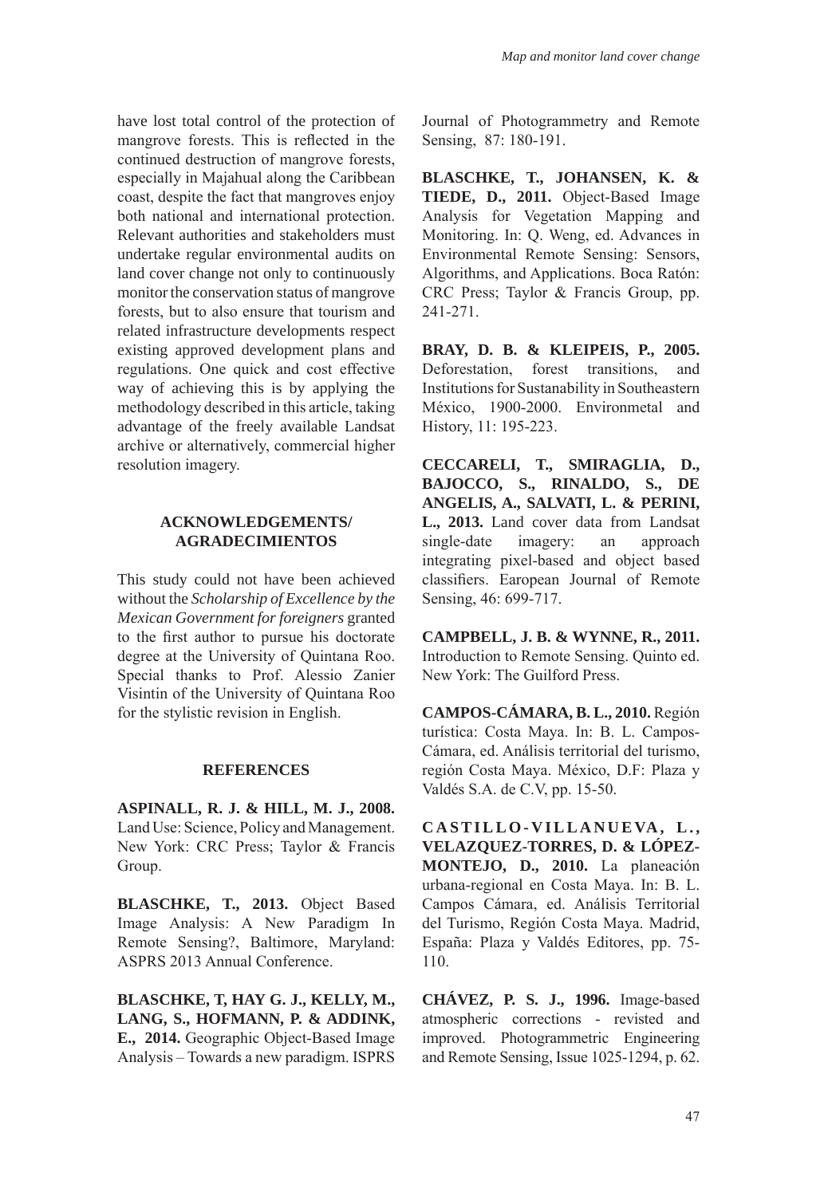have lost total control of the protection of mangrove forests. This is reflected in the continued destruction of mangrove forests, especially in Majahual along the Caribbean coast, despite the fact that mangroves enjoy both national and international protection. Relevant authorities and stakeholders must undertake regular environmental audits on land cover change not only to continuously monitor the conservation status of mangrove forests, but to also ensure that tourism and related infrastructure developments respect existing approved development plans and regulations. One quick and cost effective way of achieving this is by applying the methodology described in this article, taking advantage of the freely available Landsat archive or alternatively, commercial higher resolution imagery.

## ACKNOWLEDGEMENTS/ AGRADECIMIENTOS

This study could not have been achieved without the *Scholarship of Excellence by the Mexican Government for foreigners* granted to the first author to pursue his doctorate degree at the University of Quintana Roo. Special thanks to Prof. Alessio Zanier Visintin of the University of Quintana Roo for the stylistic revision in English.

## REFERENCES

**ASPINALL, R. J. & HILL, M. J., 2008.** Land Use: Science, Policy and Management. New York: CRC Press; Taylor & Francis Group.

**BLASCHKE, T., 2013.** Object Based Image Analysis: A New Paradigm In Remote Sensing?, Baltimore, Maryland: ASPRS 2013 Annual Conference.

**BLASCHKE, T, HAY G. J., KELLY, M., LANG, S., HOFMANN, P. & ADDINK, E., 2014.** Geographic Object-Based Image Analysis – Towards a new paradigm. ISPRS Journal of Photogrammetry and Remote Sensing, 87: 180-191.

**BLASCHKE, T., JOHANSEN, K. & TIEDE, D., 2011.** Object-Based Image Analysis for Vegetation Mapping and Monitoring. In: Q. Weng, ed. Advances in Environmental Remote Sensing: Sensors, Algorithms, and Applications. Boca Ratón: CRC Press; Taylor & Francis Group, pp. 241-271.

**BRAY, D. B. & KLEIPEIS, P., 2005.** Deforestation, forest transitions, and Institutions for Sustanability in Southeastern México, 1900-2000. Environmetal and History, 11: 195-223.

**CECCARELI, T., SMIRAGLIA, D., BAJOCCO, S., RINALDO, S., DE ANGELIS, A., SALVATI, L. & PERINI, L., 2013.** Land cover data from Landsat single-date imagery: an approach integrating pixel-based and object based classifiers. Earopean Journal of Remote Sensing, 46: 699-717.

**CAMPBELL, J. B. & WYNNE, R., 2011.** Introduction to Remote Sensing. Quinto ed. New York: The Guilford Press.

**CAMPOS-CÁMARA, B. L., 2010.** Región turística: Costa Maya. In: B. L. Campos-Cámara, ed. Análisis territorial del turismo, región Costa Maya. México, D.F: Plaza y Valdés S.A. de C.V, pp. 15-50.

**CASTILLO-VILLANUEVA, L., VELAZQUEZ-TORRES, D. & LÓPEZ-MONTEJO, D., 2010.** La planeación urbana-regional en Costa Maya. In: B. L. Campos Cámara, ed. Análisis Territorial del Turismo, Región Costa Maya. Madrid, España: Plaza y Valdés Editores, pp. 75-110.

**CHÁVEZ, P. S. J., 1996.** Image-based atmospheric corrections - revisted and improved. Photogrammetric Engineering and Remote Sensing, Issue 1025-1294, p. 62.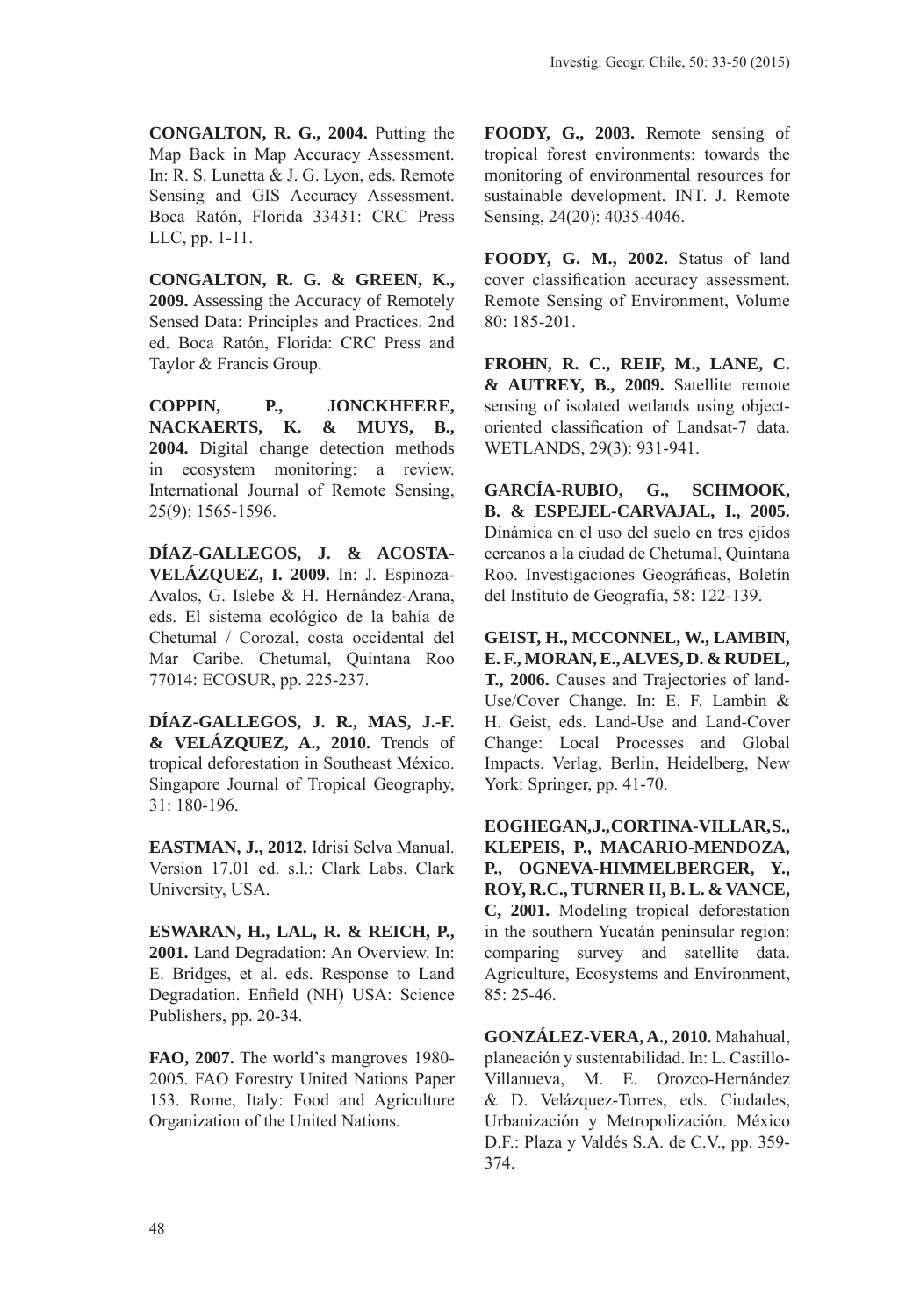**CONGALTON, R. G., 2004.** Putting the Map Back in Map Accuracy Assessment. In: R. S. Lunetta & J. G. Lyon, eds. Remote Sensing and GIS Accuracy Assessment. Boca Ratón, Florida 33431: CRC Press LLC, pp. 1-11.

**CONGALTON, R. G. & GREEN, K., 2009.** Assessing the Accuracy of Remotely Sensed Data: Principles and Practices. 2nd ed. Boca Ratón, Florida: CRC Press and Taylor & Francis Group.

**COPPIN, P., JONCKHEERE, NACKAERTS, K. & MUYS, B., 2004.** Digital change detection methods in ecosystem monitoring: a review. International Journal of Remote Sensing, 25(9): 1565-1596.

**DÍAZ-GALLEGOS, J. & ACOSTA-VELÁZQUEZ, I. 2009.** In: J. Espinoza-Avalos, G. Islebe & H. Hernández-Arana, eds. El sistema ecológico de la bahía de Chetumal / Corozal, costa occidental del Mar Caribe. Chetumal, Quintana Roo 77014: ECOSUR, pp. 225-237.

**DÍAZ-GALLEGOS, J. R., MAS, J.-F. & VELÁZQUEZ, A., 2010.** Trends of tropical deforestation in Southeast México. Singapore Journal of Tropical Geography, 31: 180-196.

**EASTMAN, J., 2012.** Idrisi Selva Manual. Version 17.01 ed. s.l.: Clark Labs. Clark University, USA.

**ESWARAN, H., LAL, R. & REICH, P., 2001.** Land Degradation: An Overview. In: E. Bridges, et al. eds. Response to Land Degradation. Enfield (NH) USA: Science Publishers, pp. 20-34.

**FAO, 2007.** The world's mangroves 1980-2005. FAO Forestry United Nations Paper 153. Rome, Italy: Food and Agriculture Organization of the United Nations.

**FOODY, G., 2003.** Remote sensing of tropical forest environments: towards the monitoring of environmental resources for sustainable development. INT. J. Remote Sensing, 24(20): 4035-4046.

**FOODY, G. M., 2002.** Status of land cover classification accuracy assessment. Remote Sensing of Environment, Volume 80: 185-201.

**FROHN, R. C., REIF, M., LANE, C. & AUTREY, B., 2009.** Satellite remote sensing of isolated wetlands using object-oriented classification of Landsat-7 data. WETLANDS, 29(3): 931-941.

**GARCÍA-RUBIO, G., SCHMOOK, B. & ESPEJEL-CARVAJAL, I., 2005.** Dinámica en el uso del suelo en tres ejidos cercanos a la ciudad de Chetumal, Quintana Roo. Investigaciones Geográficas, Boletín del Instituto de Geografía, 58: 122-139.

**GEIST, H., MCCONNEL, W., LAMBIN, E. F., MORAN, E., ALVES, D. & RUDEL, T., 2006.** Causes and Trajectories of land-Use/Cover Change. In: E. F. Lambin & H. Geist, eds. Land-Use and Land-Cover Change: Local Processes and Global Impacts. Verlag, Berlin, Heidelberg, New York: Springer, pp. 41-70.

**EOGHEGAN, J., CORTINA-VILLAR, S., KLEPEIS, P., MACARIO-MENDOZA, P., OGNEVA-HIMMELBERGER, Y., ROY, R.C., TURNER II, B. L. & VANCE, C, 2001.** Modeling tropical deforestation in the southern Yucatán peninsular region: comparing survey and satellite data. Agriculture, Ecosystems and Environment, 85: 25-46.

**GONZÁLEZ-VERA, A., 2010.** Mahahual, planeación y sustentabilidad. In: L. Castillo-Villanueva, M. E. Orozco-Hernández & D. Velázquez-Torres, eds. Ciudades, Urbanización y Metropolización. México D.F.: Plaza y Valdés S.A. de C.V., pp. 359-374.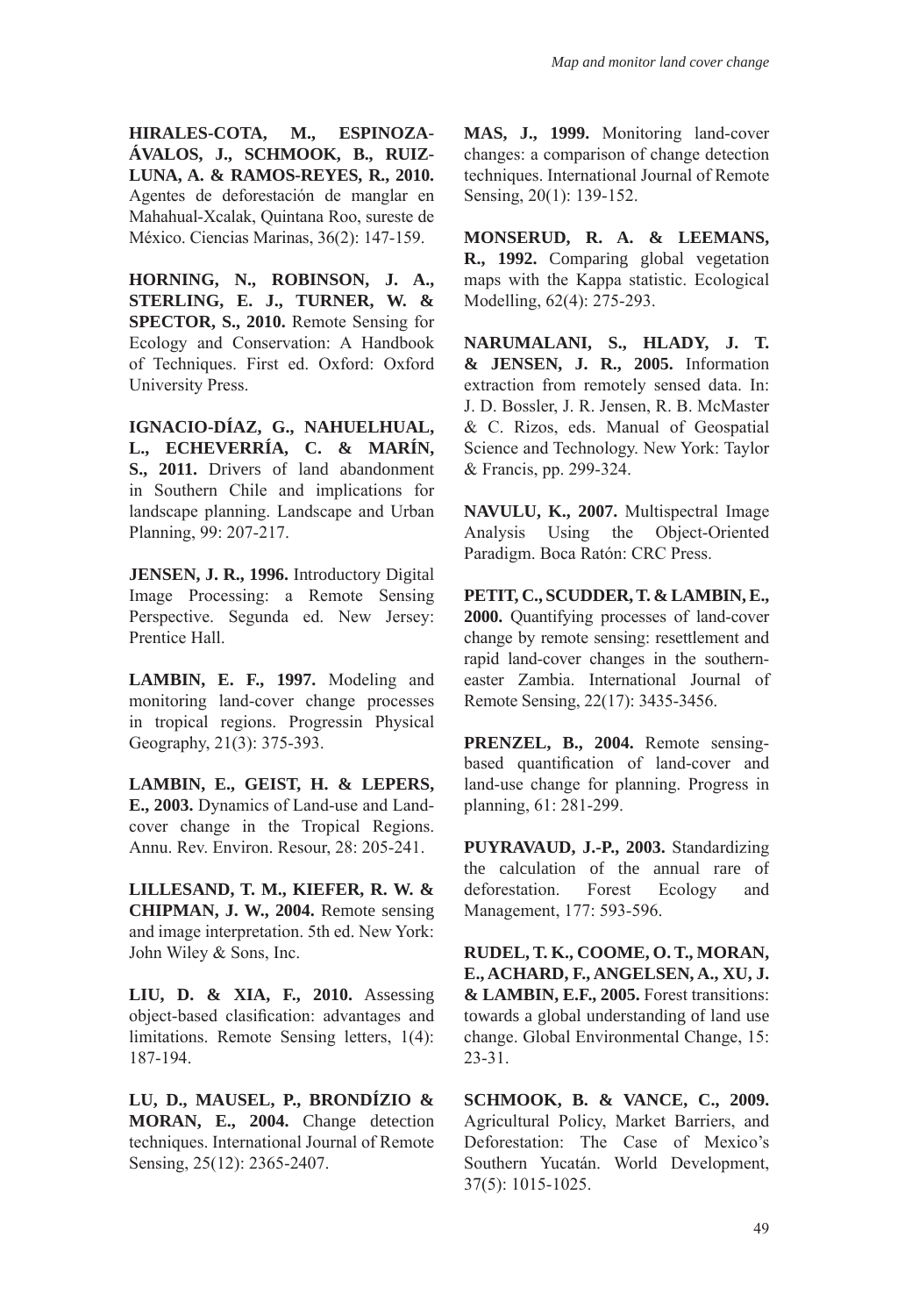**HIRALES-COTA, M., ESPINOZA-ÁVALOS, J., SCHMOOK, B., RUIZ-LUNA, A. & RAMOS-REYES, R., 2010.** Agentes de deforestación de manglar en Mahahual-Xcalak, Quintana Roo, sureste de México. Ciencias Marinas, 36(2): 147-159.

**HORNING, N., ROBINSON, J. A., STERLING, E. J., TURNER, W. & SPECTOR, S., 2010.** Remote Sensing for Ecology and Conservation: A Handbook of Techniques. First ed. Oxford: Oxford University Press.

**IGNACIO-DÍAZ, G., NAHUELHUAL, L., ECHEVERRÍA, C. & MARÍN, S., 2011.** Drivers of land abandonment in Southern Chile and implications for landscape planning. Landscape and Urban Planning, 99: 207-217.

**JENSEN, J. R., 1996.** Introductory Digital Image Processing: a Remote Sensing Perspective. Segunda ed. New Jersey: Prentice Hall.

**LAMBIN, E. F., 1997.** Modeling and monitoring land-cover change processes in tropical regions. Progressin Physical Geography, 21(3): 375-393.

**LAMBIN, E., GEIST, H. & LEPERS, E., 2003.** Dynamics of Land-use and Land-cover change in the Tropical Regions. Annu. Rev. Environ. Resour, 28: 205-241.

**LILLESAND, T. M., KIEFER, R. W. & CHIPMAN, J. W., 2004.** Remote sensing and image interpretation. 5th ed. New York: John Wiley & Sons, Inc.

**LIU, D. & XIA, F., 2010.** Assessing object-based clasification: advantages and limitations. Remote Sensing letters, 1(4): 187-194.

**LU, D., MAUSEL, P., BRONDÍZIO & MORAN, E., 2004.** Change detection techniques. International Journal of Remote Sensing, 25(12): 2365-2407.

**MAS, J., 1999.** Monitoring land-cover changes: a comparison of change detection techniques. International Journal of Remote Sensing, 20(1): 139-152.

**MONSERUD, R. A. & LEEMANS, R., 1992.** Comparing global vegetation maps with the Kappa statistic. Ecological Modelling, 62(4): 275-293.

**NARUMALANI, S., HLADY, J. T. & JENSEN, J. R., 2005.** Information extraction from remotely sensed data. In: J. D. Bossler, J. R. Jensen, R. B. McMaster & C. Rizos, eds. Manual of Geospatial Science and Technology. New York: Taylor & Francis, pp. 299-324.

**NAVULU, K., 2007.** Multispectral Image Analysis Using the Object-Oriented Paradigm. Boca Ratón: CRC Press.

**PETIT, C., SCUDDER, T. & LAMBIN, E., 2000.** Quantifying processes of land-cover change by remote sensing: resettlement and rapid land-cover changes in the southern-easter Zambia. International Journal of Remote Sensing, 22(17): 3435-3456.

**PRENZEL, B., 2004.** Remote sensing-based quantification of land-cover and land-use change for planning. Progress in planning, 61: 281-299.

**PUYRAVAUD, J.-P., 2003.** Standardizing the calculation of the annual rare of deforestation. Forest Ecology and Management, 177: 593-596.

**RUDEL, T. K., COOME, O. T., MORAN, E., ACHARD, F., ANGELSEN, A., XU, J. & LAMBIN, E.F., 2005.** Forest transitions: towards a global understanding of land use change. Global Environmental Change, 15: 23-31.

**SCHMOOK, B. & VANCE, C., 2009.** Agricultural Policy, Market Barriers, and Deforestation: The Case of Mexico's Southern Yucatán. World Development, 37(5): 1015-1025.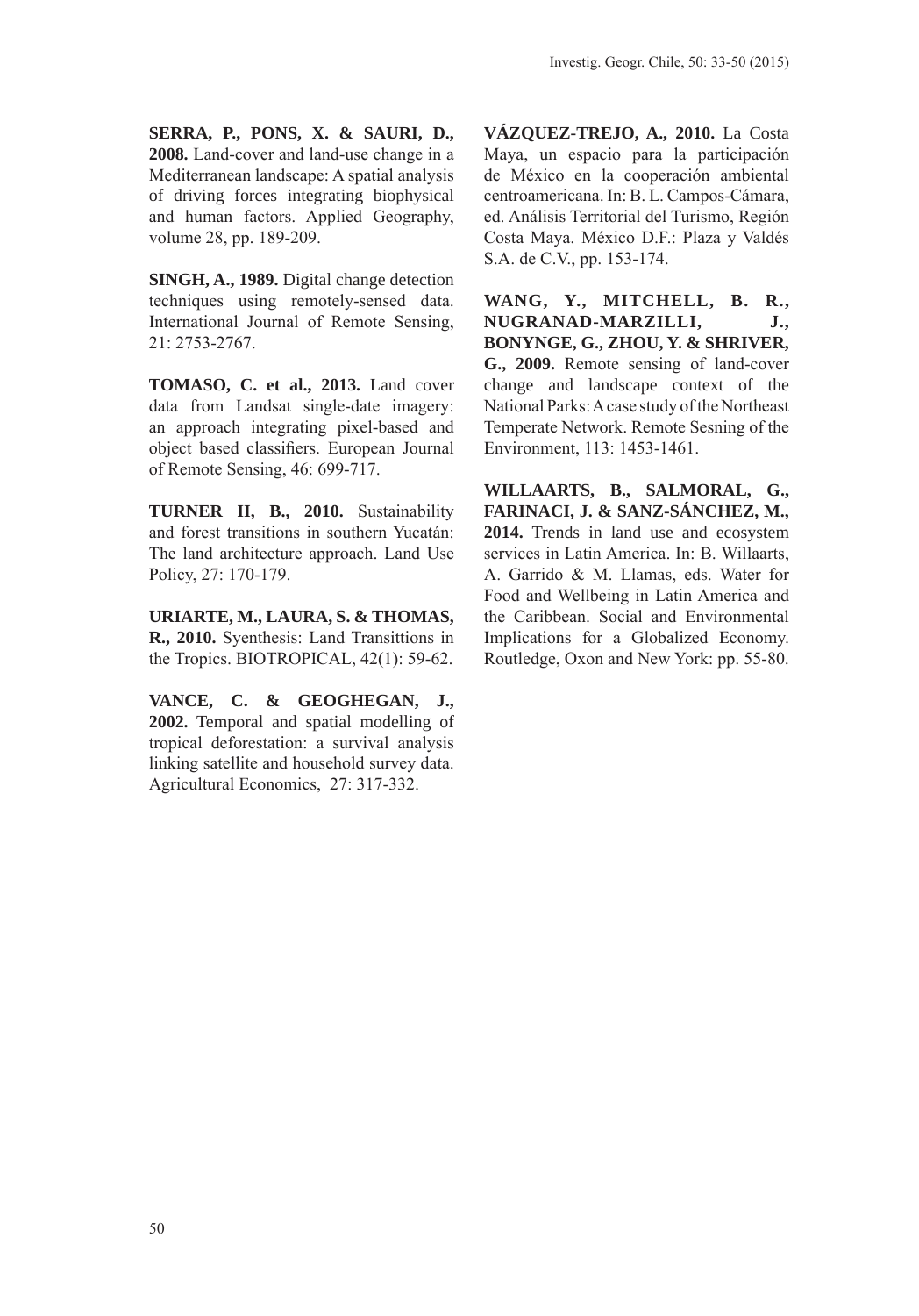**SERRA, P., PONS, X. & SAURI, D., 2008.** Land-cover and land-use change in a Mediterranean landscape: A spatial analysis of driving forces integrating biophysical and human factors. Applied Geography, volume 28, pp. 189-209.

**SINGH, A., 1989.** Digital change detection techniques using remotely-sensed data. International Journal of Remote Sensing, 21: 2753-2767.

**TOMASO, C. et al., 2013.** Land cover data from Landsat single-date imagery: an approach integrating pixel-based and object based classifiers. European Journal of Remote Sensing, 46: 699-717.

**TURNER II, B., 2010.** Sustainability and forest transitions in southern Yucatán: The land architecture approach. Land Use Policy, 27: 170-179.

**URIARTE, M., LAURA, S. & THOMAS, R., 2010.** Syenthesis: Land Transittions in the Tropics. BIOTROPICAL, 42(1): 59-62.

**VANCE, C. & GEOGHEGAN, J., 2002.** Temporal and spatial modelling of tropical deforestation: a survival analysis linking satellite and household survey data. Agricultural Economics, 27: 317-332.

**VÁZQUEZ-TREJO, A., 2010.** La Costa Maya, un espacio para la participación de México en la cooperación ambiental centroamericana. In: B. L. Campos-Cámara, ed. Análisis Territorial del Turismo, Región Costa Maya. México D.F.: Plaza y Valdés S.A. de C.V., pp. 153-174.

**WANG, Y., MITCHELL, B. R., NUGRANAD-MARZILLI, J., BONYNGE, G., ZHOU, Y. & SHRIVER, G., 2009.** Remote sensing of land-cover change and landscape context of the National Parks: A case study of the Northeast Temperate Network. Remote Sesning of the Environment, 113: 1453-1461.

**WILLAARTS, B., SALMORAL, G., FARINACI, J. & SANZ-SÁNCHEZ, M., 2014.** Trends in land use and ecosystem services in Latin America. In: B. Willaarts, A. Garrido & M. Llamas, eds. Water for Food and Wellbeing in Latin America and the Caribbean. Social and Environmental Implications for a Globalized Economy. Routledge, Oxon and New York: pp. 55-80.